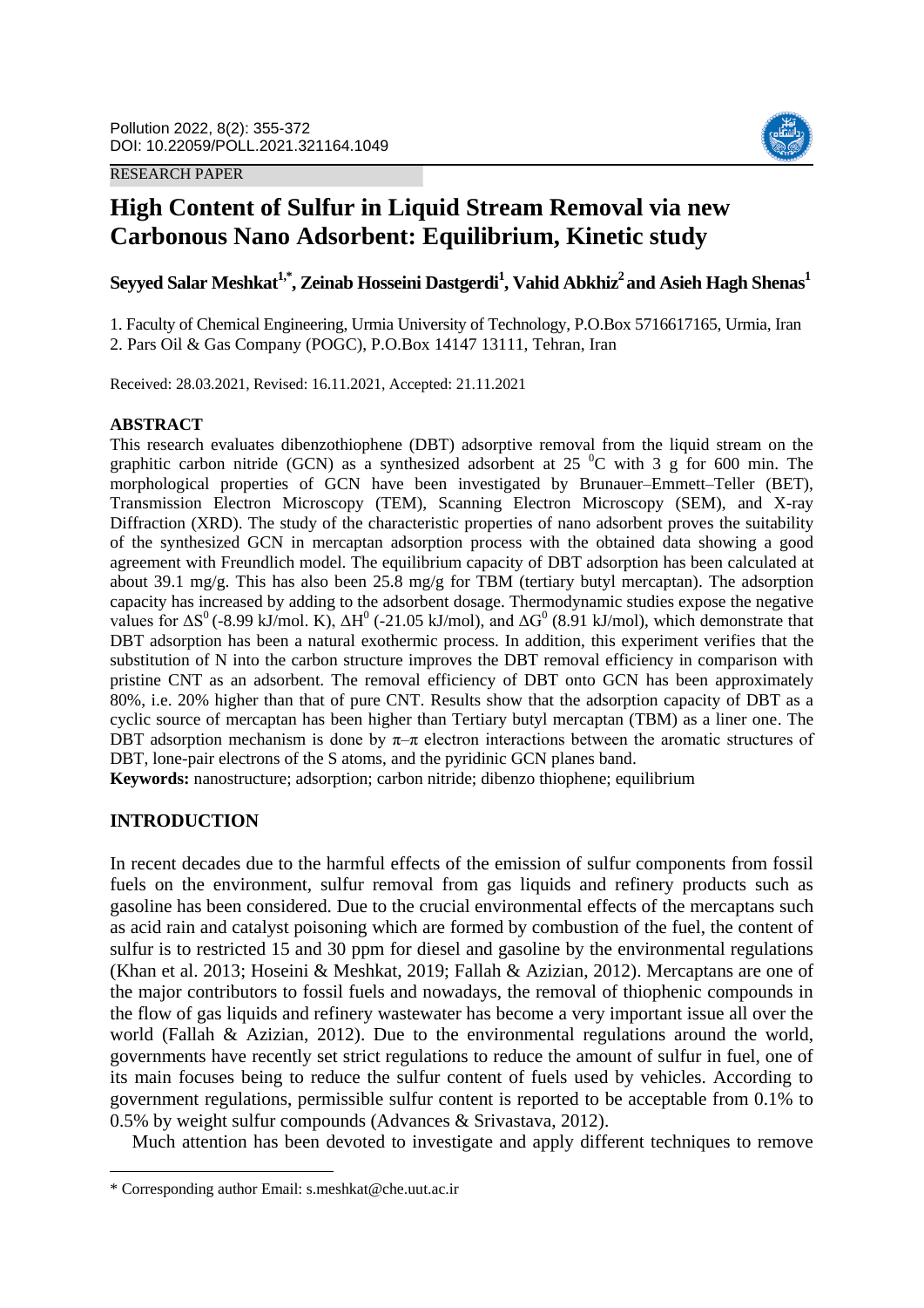RESEARCH PAPER

# High Content of Sulfur in Liquid Stream Removal via new Carbonous Nano Adsorbent: Equilibrium, Kinetic study

**Seyyed Salar Meshkat[1,*], Zeinab Hosseini Dastgerdi[1], Vahid Abkhiz[2] and Asieh Hagh Shenas[1]**

1. Faculty of Chemical Engineering, Urmia University of Technology, P.O.Box 5716617165, Urmia, Iran
2. Pars Oil & Gas Company (POGC), P.O.Box 14147 13111, Tehran, Iran

Received: 28.03.2021, Revised: 16.11.2021, Accepted: 21.11.2021

## ABSTRACT

This research evaluates dibenzothiophene (DBT) adsorptive removal from the liquid stream on the graphitic carbon nitride (GCN) as a synthesized adsorbent at 25 $^0$C with 3 g for 600 min. The morphological properties of GCN have been investigated by Brunauer–Emmett–Teller (BET), Transmission Electron Microscopy (TEM), Scanning Electron Microscopy (SEM), and X-ray Diffraction (XRD). The study of the characteristic properties of nano adsorbent proves the suitability of the synthesized GCN in mercaptan adsorption process with the obtained data showing a good agreement with Freundlich model. The equilibrium capacity of DBT adsorption has been calculated at about 39.1 mg/g. This has also been 25.8 mg/g for TBM (tertiary butyl mercaptan). The adsorption capacity has increased by adding to the adsorbent dosage. Thermodynamic studies expose the negative values for $\Delta S^0$ (-8.99 kJ/mol. K), $\Delta H^0$ (-21.05 kJ/mol), and $\Delta G^0$ (8.91 kJ/mol), which demonstrate that DBT adsorption has been a natural exothermic process. In addition, this experiment verifies that the substitution of N into the carbon structure improves the DBT removal efficiency in comparison with pristine CNT as an adsorbent. The removal efficiency of DBT onto GCN has been approximately 80%, i.e. 20% higher than that of pure CNT. Results show that the adsorption capacity of DBT as a cyclic source of mercaptan has been higher than Tertiary butyl mercaptan (TBM) as a liner one. The DBT adsorption mechanism is done by π–π electron interactions between the aromatic structures of DBT, lone-pair electrons of the S atoms, and the pyridinic GCN planes band.

**Keywords:** nanostructure; adsorption; carbon nitride; dibenzo thiophene; equilibrium

## INTRODUCTION

In recent decades due to the harmful effects of the emission of sulfur components from fossil fuels on the environment, sulfur removal from gas liquids and refinery products such as gasoline has been considered. Due to the crucial environmental effects of the mercaptans such as acid rain and catalyst poisoning which are formed by combustion of the fuel, the content of sulfur is to restricted 15 and 30 ppm for diesel and gasoline by the environmental regulations (Khan et al. 2013; Hoseini & Meshkat, 2019; Fallah & Azizian, 2012). Mercaptans are one of the major contributors to fossil fuels and nowadays, the removal of thiophenic compounds in the flow of gas liquids and refinery wastewater has become a very important issue all over the world (Fallah & Azizian, 2012). Due to the environmental regulations around the world, governments have recently set strict regulations to reduce the amount of sulfur in fuel, one of its main focuses being to reduce the sulfur content of fuels used by vehicles. According to government regulations, permissible sulfur content is reported to be acceptable from 0.1% to 0.5% by weight sulfur compounds (Advances & Srivastava, 2012).

Much attention has been devoted to investigate and apply different techniques to remove

* Corresponding author Email: s.meshkat@che.uut.ac.ir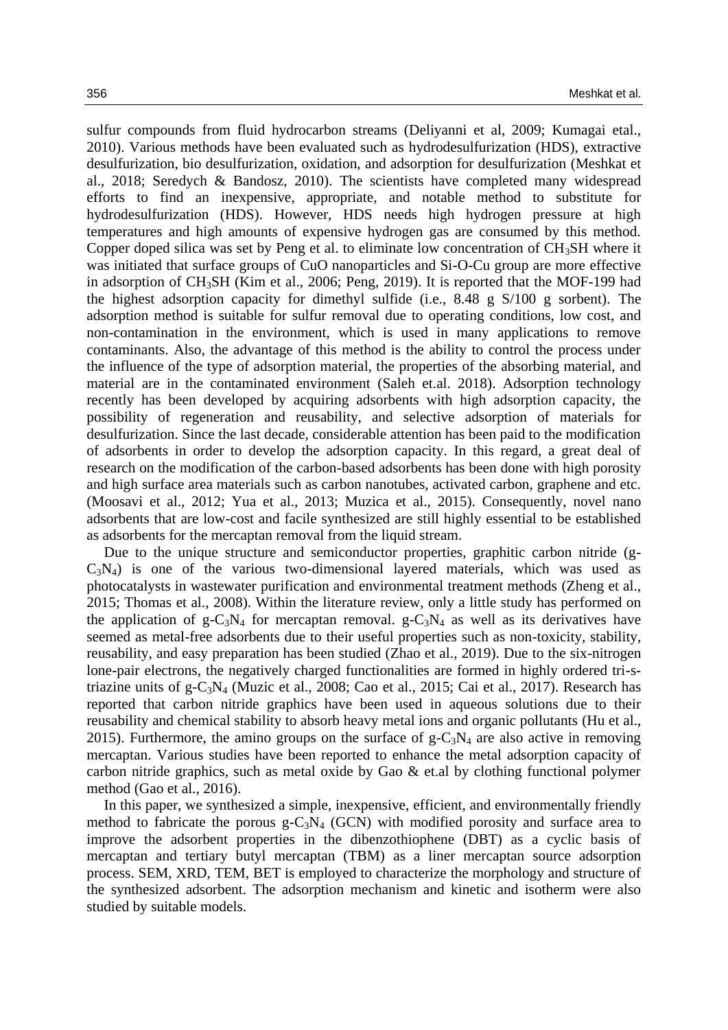sulfur compounds from fluid hydrocarbon streams (Deliyanni et al, 2009; Kumagai etal., 2010). Various methods have been evaluated such as hydrodesulfurization (HDS), extractive desulfurization, bio desulfurization, oxidation, and adsorption for desulfurization (Meshkat et al., 2018; Seredych & Bandosz, 2010). The scientists have completed many widespread efforts to find an inexpensive, appropriate, and notable method to substitute for hydrodesulfurization (HDS). However, HDS needs high hydrogen pressure at high temperatures and high amounts of expensive hydrogen gas are consumed by this method. Copper doped silica was set by Peng et al. to eliminate low concentration of $CH_3SH$ where it was initiated that surface groups of CuO nanoparticles and Si-O-Cu group are more effective in adsorption of $CH_3SH$ (Kim et al., 2006; Peng, 2019). It is reported that the MOF-199 had the highest adsorption capacity for dimethyl sulfide (i.e., 8.48 g S/100 g sorbent). The adsorption method is suitable for sulfur removal due to operating conditions, low cost, and non-contamination in the environment, which is used in many applications to remove contaminants. Also, the advantage of this method is the ability to control the process under the influence of the type of adsorption material, the properties of the absorbing material, and material are in the contaminated environment (Saleh et.al. 2018). Adsorption technology recently has been developed by acquiring adsorbents with high adsorption capacity, the possibility of regeneration and reusability, and selective adsorption of materials for desulfurization. Since the last decade, considerable attention has been paid to the modification of adsorbents in order to develop the adsorption capacity. In this regard, a great deal of research on the modification of the carbon-based adsorbents has been done with high porosity and high surface area materials such as carbon nanotubes, activated carbon, graphene and etc. (Moosavi et al., 2012; Yua et al., 2013; Muzica et al., 2015). Consequently, novel nano adsorbents that are low-cost and facile synthesized are still highly essential to be established as adsorbents for the mercaptan removal from the liquid stream.

Due to the unique structure and semiconductor properties, graphitic carbon nitride (g-$C_3N_4$) is one of the various two-dimensional layered materials, which was used as photocatalysts in wastewater purification and environmental treatment methods (Zheng et al., 2015; Thomas et al., 2008). Within the literature review, only a little study has performed on the application of g-$C_3N_4$ for mercaptan removal. g-$C_3N_4$ as well as its derivatives have seemed as metal-free adsorbents due to their useful properties such as non-toxicity, stability, reusability, and easy preparation has been studied (Zhao et al., 2019). Due to the six-nitrogen lone-pair electrons, the negatively charged functionalities are formed in highly ordered tri-s-triazine units of g-$C_3N_4$ (Muzic et al., 2008; Cao et al., 2015; Cai et al., 2017). Research has reported that carbon nitride graphics have been used in aqueous solutions due to their reusability and chemical stability to absorb heavy metal ions and organic pollutants (Hu et al., 2015). Furthermore, the amino groups on the surface of g-$C_3N_4$ are also active in removing mercaptan. Various studies have been reported to enhance the metal adsorption capacity of carbon nitride graphics, such as metal oxide by Gao & et.al by clothing functional polymer method (Gao et al., 2016).

In this paper, we synthesized a simple, inexpensive, efficient, and environmentally friendly method to fabricate the porous g-$C_3N_4$ (GCN) with modified porosity and surface area to improve the adsorbent properties in the dibenzothiophene (DBT) as a cyclic basis of mercaptan and tertiary butyl mercaptan (TBM) as a liner mercaptan source adsorption process. SEM, XRD, TEM, BET is employed to characterize the morphology and structure of the synthesized adsorbent. The adsorption mechanism and kinetic and isotherm were also studied by suitable models.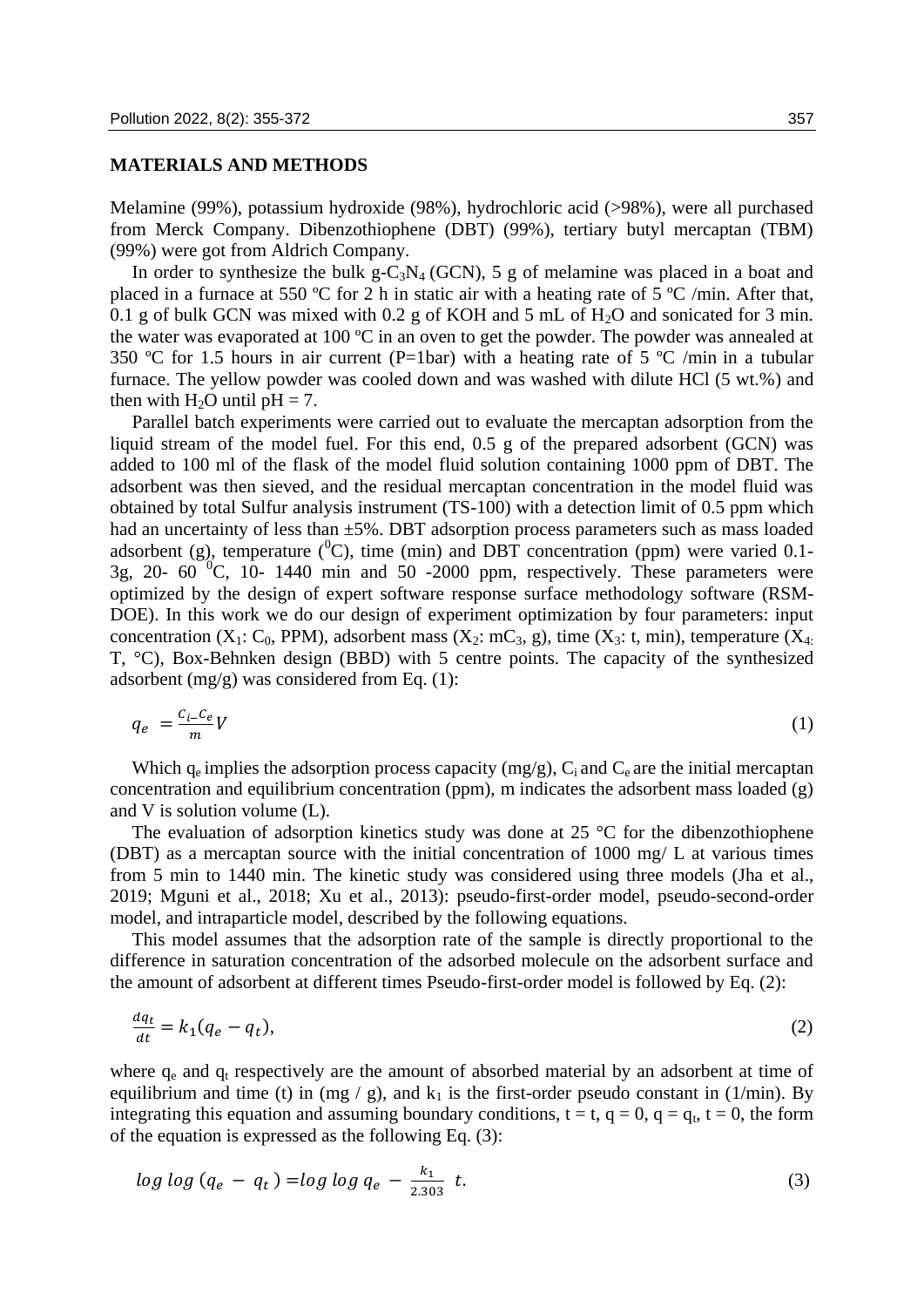## MATERIALS AND METHODS

Melamine (99%), potassium hydroxide (98%), hydrochloric acid (>98%), were all purchased from Merck Company. Dibenzothiophene (DBT) (99%), tertiary butyl mercaptan (TBM) (99%) were got from Aldrich Company.

In order to synthesize the bulk g-$C_3N_4$ (GCN), 5 g of melamine was placed in a boat and placed in a furnace at 550 ºC for 2 h in static air with a heating rate of 5 ºC /min. After that, 0.1 g of bulk GCN was mixed with 0.2 g of KOH and 5 mL of $H_2O$ and sonicated for 3 min. the water was evaporated at 100 ºC in an oven to get the powder. The powder was annealed at 350 ºC for 1.5 hours in air current (P=1bar) with a heating rate of 5 ºC /min in a tubular furnace. The yellow powder was cooled down and was washed with dilute HCl (5 wt.%) and then with $H_2O$ until pH = 7.

Parallel batch experiments were carried out to evaluate the mercaptan adsorption from the liquid stream of the model fuel. For this end, 0.5 g of the prepared adsorbent (GCN) was added to 100 ml of the flask of the model fluid solution containing 1000 ppm of DBT. The adsorbent was then sieved, and the residual mercaptan concentration in the model fluid was obtained by total Sulfur analysis instrument (TS-100) with a detection limit of 0.5 ppm which had an uncertainty of less than ±5%. DBT adsorption process parameters such as mass loaded adsorbent (g), temperature ($^0$C), time (min) and DBT concentration (ppm) were varied 0.1-3g, 20- 60 $^0$C, 10- 1440 min and 50 -2000 ppm, respectively. These parameters were optimized by the design of expert software response surface methodology software (RSM-DOE). In this work we do our design of experiment optimization by four parameters: input concentration ($X_1$: $C_0$, PPM), adsorbent mass ($X_2$: $mC_3$, g), time ($X_3$: t, min), temperature ($X_4$: T, °C), Box-Behnken design (BBD) with 5 centre points. The capacity of the synthesized adsorbent (mg/g) was considered from Eq. (1):

$$q_e = \frac{C_i - C_e}{m} V \tag{1}$$

Which $q_e$ implies the adsorption process capacity (mg/g), $C_i$ and $C_e$ are the initial mercaptan concentration and equilibrium concentration (ppm), m indicates the adsorbent mass loaded (g) and V is solution volume (L).

The evaluation of adsorption kinetics study was done at 25 °C for the dibenzothiophene (DBT) as a mercaptan source with the initial concentration of 1000 mg/ L at various times from 5 min to 1440 min. The kinetic study was considered using three models (Jha et al., 2019; Mguni et al., 2018; Xu et al., 2013): pseudo-first-order model, pseudo-second-order model, and intraparticle model, described by the following equations.

This model assumes that the adsorption rate of the sample is directly proportional to the difference in saturation concentration of the adsorbed molecule on the adsorbent surface and the amount of adsorbent at different times Pseudo-first-order model is followed by Eq. (2):

$$\frac{dq_t}{dt} = k_1(q_e - q_t), \tag{2}$$

where $q_e$ and $q_t$ respectively are the amount of absorbed material by an adsorbent at time of equilibrium and time (t) in (mg / g), and $k_1$ is the first-order pseudo constant in (1/min). By integrating this equation and assuming boundary conditions, t = t, q = 0, q = $q_t$, t = 0, the form of the equation is expressed as the following Eq. (3):

$$log\, log\,(q_e - q_t) = log\, log\, q_e - \frac{k_1}{2.303}\, t. \tag{3}$$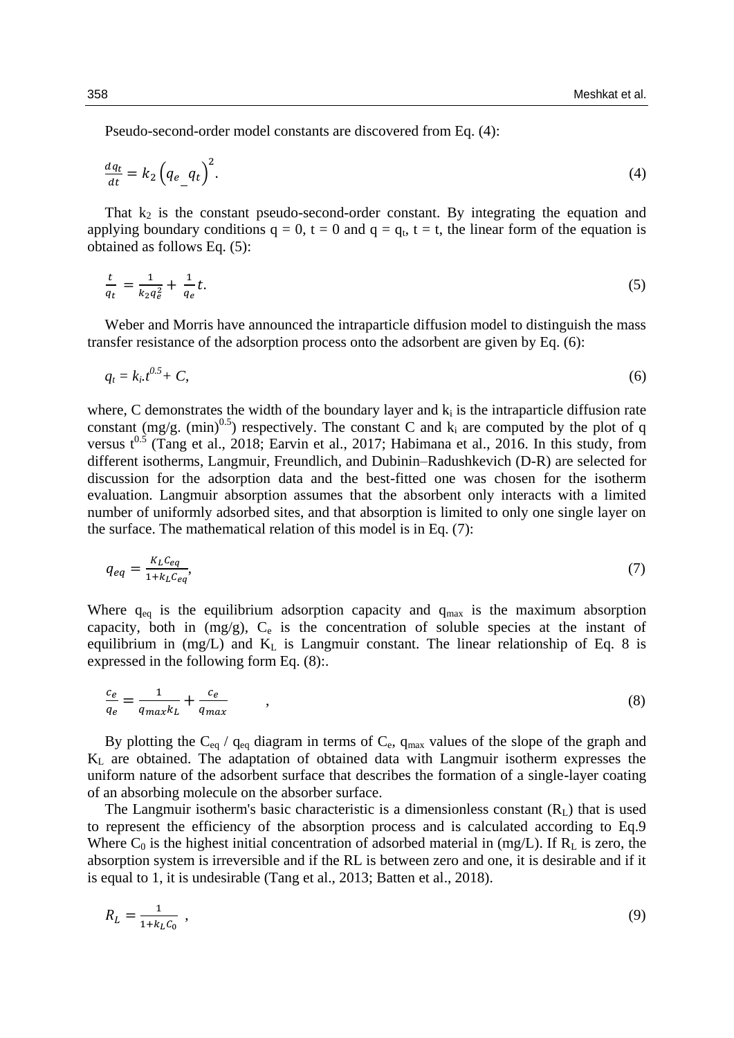Pseudo-second-order model constants are discovered from Eq. (4):

$$\frac{dq_t}{dt} = k_2\left(q_e\_q_t\right)^2. \tag{4}$$

That $k_2$ is the constant pseudo-second-order constant. By integrating the equation and applying boundary conditions q = 0, t = 0 and q = $q_t$, t = t, the linear form of the equation is obtained as follows Eq. (5):

$$\frac{t}{q_t} = \frac{1}{k_2 q_e^2} + \frac{1}{q_e}t. \tag{5}$$

Weber and Morris have announced the intraparticle diffusion model to distinguish the mass transfer resistance of the adsorption process onto the adsorbent are given by Eq. (6):

$$q_t = k_i.t^{0.5} + C, \tag{6}$$

where, C demonstrates the width of the boundary layer and $k_i$ is the intraparticle diffusion rate constant (mg/g. $(\text{min})^{0.5}$) respectively. The constant C and $k_i$ are computed by the plot of q versus $t^{0.5}$ (Tang et al., 2018; Earvin et al., 2017; Habimana et al., 2016. In this study, from different isotherms, Langmuir, Freundlich, and Dubinin–Radushkevich (D-R) are selected for discussion for the adsorption data and the best-fitted one was chosen for the isotherm evaluation. Langmuir absorption assumes that the absorbent only interacts with a limited number of uniformly adsorbed sites, and that absorption is limited to only one single layer on the surface. The mathematical relation of this model is in Eq. (7):

$$q_{eq} = \frac{K_L C_{eq}}{1 + k_L C_{eq}}, \tag{7}$$

Where $q_{eq}$ is the equilibrium adsorption capacity and $q_{max}$ is the maximum absorption capacity, both in (mg/g), $C_e$ is the concentration of soluble species at the instant of equilibrium in (mg/L) and $K_L$ is Langmuir constant. The linear relationship of Eq. 8 is expressed in the following form Eq. (8):.

$$\frac{c_e}{q_e} = \frac{1}{q_{max} k_L} + \frac{c_e}{q_{max}} \quad , \tag{8}$$

By plotting the $C_{eq}$ / $q_{eq}$ diagram in terms of $C_e$, $q_{max}$ values of the slope of the graph and $K_L$ are obtained. The adaptation of obtained data with Langmuir isotherm expresses the uniform nature of the adsorbent surface that describes the formation of a single-layer coating of an absorbing molecule on the absorber surface.

The Langmuir isotherm's basic characteristic is a dimensionless constant ($R_L$) that is used to represent the efficiency of the absorption process and is calculated according to Eq.9 Where $C_0$ is the highest initial concentration of adsorbed material in (mg/L). If $R_L$ is zero, the absorption system is irreversible and if the RL is between zero and one, it is desirable and if it is equal to 1, it is undesirable (Tang et al., 2013; Batten et al., 2018).

$$R_L = \frac{1}{1 + k_L C_0} \ , \tag{9}$$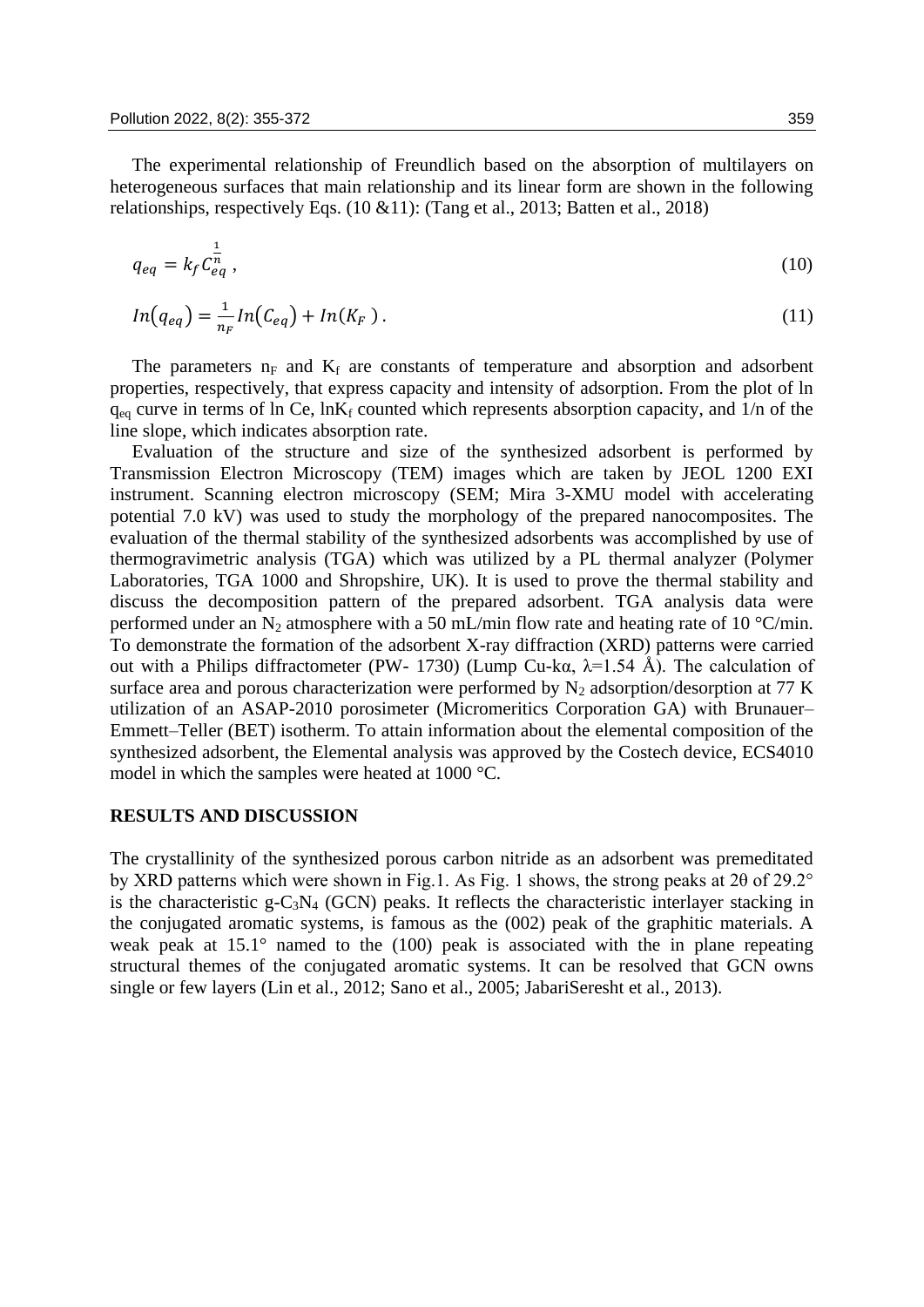The experimental relationship of Freundlich based on the absorption of multilayers on heterogeneous surfaces that main relationship and its linear form are shown in the following relationships, respectively Eqs. (10 &11): (Tang et al., 2013; Batten et al., 2018)

$$q_{eq} = k_f C_{eq}^{\frac{1}{n}} , \tag{10}$$

$$In(q_{eq}) = \frac{1}{n_F} In(C_{eq}) + In(K_F) . \tag{11}$$

The parameters $n_F$ and $K_f$ are constants of temperature and absorption and adsorbent properties, respectively, that express capacity and intensity of adsorption. From the plot of ln $q_{eq}$ curve in terms of ln Ce, $\ln K_f$ counted which represents absorption capacity, and 1/n of the line slope, which indicates absorption rate.

Evaluation of the structure and size of the synthesized adsorbent is performed by Transmission Electron Microscopy (TEM) images which are taken by JEOL 1200 EXI instrument. Scanning electron microscopy (SEM; Mira 3-XMU model with accelerating potential 7.0 kV) was used to study the morphology of the prepared nanocomposites. The evaluation of the thermal stability of the synthesized adsorbents was accomplished by use of thermogravimetric analysis (TGA) which was utilized by a PL thermal analyzer (Polymer Laboratories, TGA 1000 and Shropshire, UK). It is used to prove the thermal stability and discuss the decomposition pattern of the prepared adsorbent. TGA analysis data were performed under an $N_2$ atmosphere with a 50 mL/min flow rate and heating rate of 10 °C/min. To demonstrate the formation of the adsorbent X-ray diffraction (XRD) patterns were carried out with a Philips diffractometer (PW- 1730) (Lump Cu-kα, λ=1.54 Å). The calculation of surface area and porous characterization were performed by $N_2$ adsorption/desorption at 77 K utilization of an ASAP-2010 porosimeter (Micromeritics Corporation GA) with Brunauer–Emmett–Teller (BET) isotherm. To attain information about the elemental composition of the synthesized adsorbent, the Elemental analysis was approved by the Costech device, ECS4010 model in which the samples were heated at 1000 °C.

## RESULTS AND DISCUSSION

The crystallinity of the synthesized porous carbon nitride as an adsorbent was premeditated by XRD patterns which were shown in Fig.1. As Fig. 1 shows, the strong peaks at 2θ of 29.2° is the characteristic g-$C_3N_4$ (GCN) peaks. It reflects the characteristic interlayer stacking in the conjugated aromatic systems, is famous as the (002) peak of the graphitic materials. A weak peak at 15.1° named to the (100) peak is associated with the in plane repeating structural themes of the conjugated aromatic systems. It can be resolved that GCN owns single or few layers (Lin et al., 2012; Sano et al., 2005; JabariSeresht et al., 2013).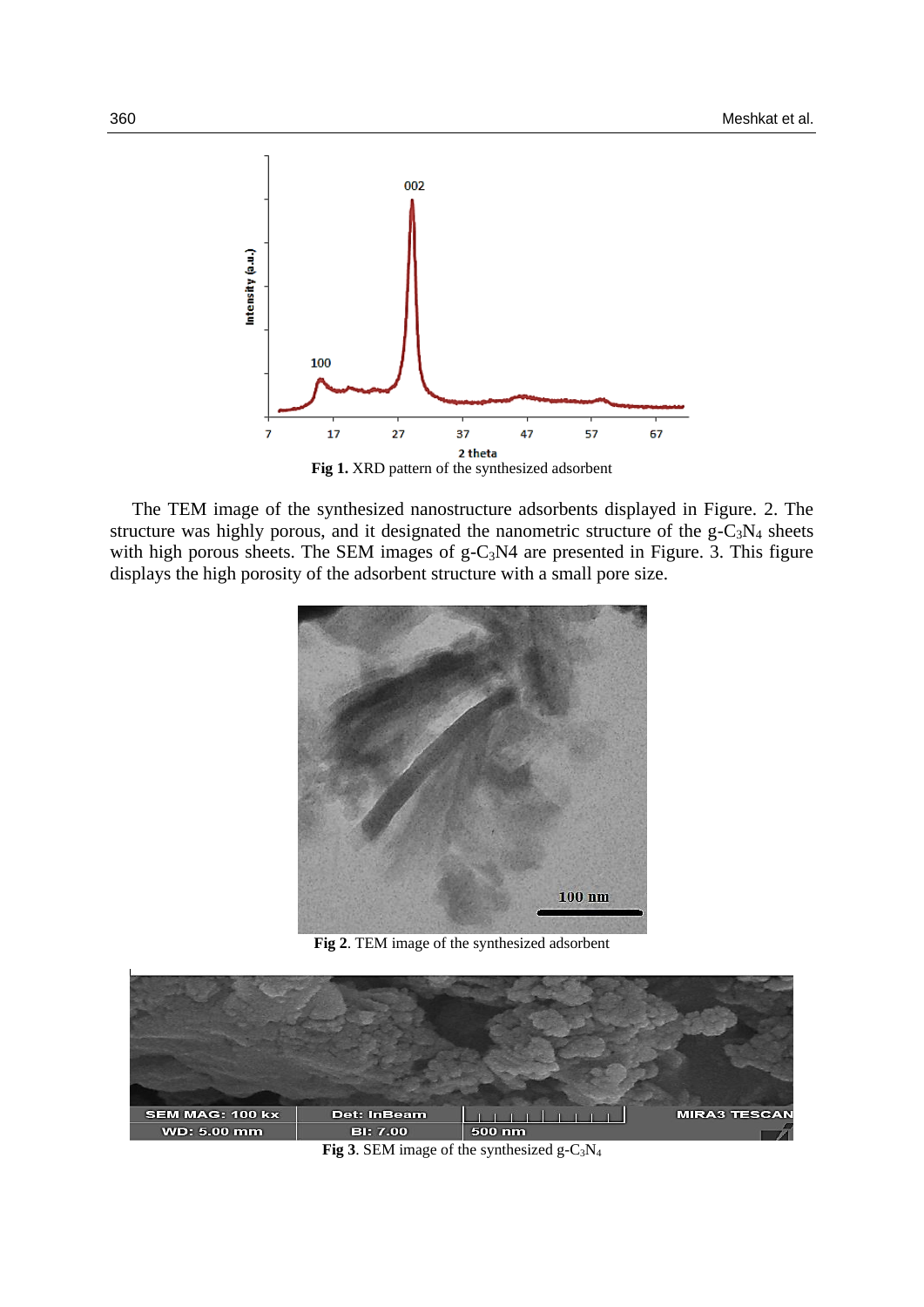**Fig 1.** XRD pattern of the synthesized adsorbent

The TEM image of the synthesized nanostructure adsorbents displayed in Figure. 2. The structure was highly porous, and it designated the nanometric structure of the g-$C_3N_4$ sheets with high porous sheets. The SEM images of g-$C_3$N4 are presented in Figure. 3. This figure displays the high porosity of the adsorbent structure with a small pore size.

**Fig 2**. TEM image of the synthesized adsorbent

**Fig 3**. SEM image of the synthesized g-$C_3N_4$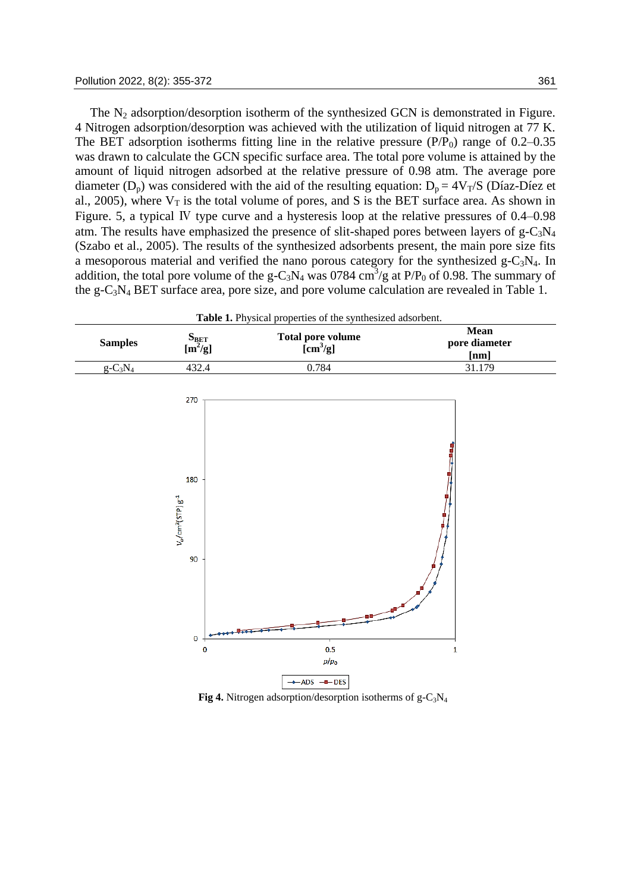The $N_2$ adsorption/desorption isotherm of the synthesized GCN is demonstrated in Figure. 4 Nitrogen adsorption/desorption was achieved with the utilization of liquid nitrogen at 77 K. The BET adsorption isotherms fitting line in the relative pressure ($P/P_0$) range of 0.2–0.35 was drawn to calculate the GCN specific surface area. The total pore volume is attained by the amount of liquid nitrogen adsorbed at the relative pressure of 0.98 atm. The average pore diameter ($D_p$) was considered with the aid of the resulting equation: $D_p = 4V_T/S$ (Díaz-Díez et al., 2005), where $V_T$ is the total volume of pores, and S is the BET surface area. As shown in Figure. 5, a typical Ⅳ type curve and a hysteresis loop at the relative pressures of 0.4–0.98 atm. The results have emphasized the presence of slit-shaped pores between layers of g-$C_3N_4$ (Szabo et al., 2005). The results of the synthesized adsorbents present, the main pore size fits a mesoporous material and verified the nano porous category for the synthesized g-$C_3N_4$. In addition, the total pore volume of the g-$C_3N_4$ was 0784 $cm^3/g$ at $P/P_0$ of 0.98. The summary of the g-$C_3N_4$ BET surface area, pore size, and pore volume calculation are revealed in Table 1.

**Table 1.** Physical properties of the synthesized adsorbent.

| Samples | $S_{BET}$ [$m^2/g$] | Total pore volume [$cm^3/g$] | Mean pore diameter [nm] |
|---|---|---|---|
| g-$C_3N_4$ | 432.4 | 0.784 | 31.179 |

**Fig 4.** Nitrogen adsorption/desorption isotherms of g-$C_3N_4$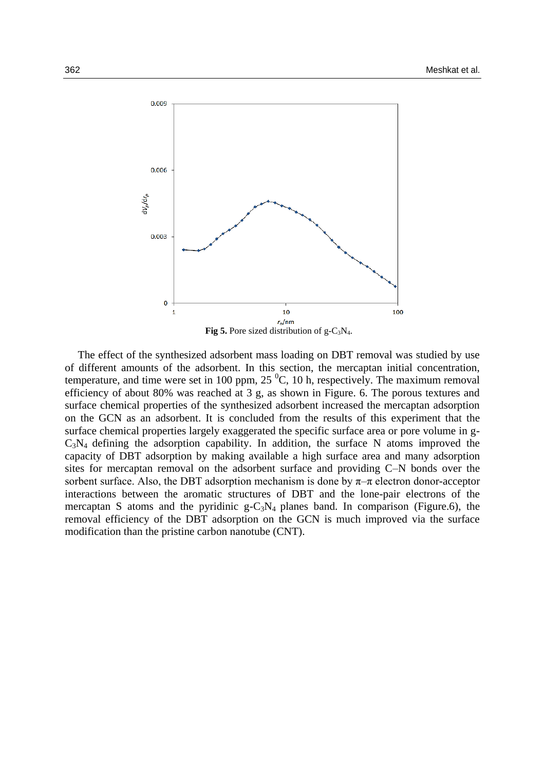**Fig 5.** Pore sized distribution of g-$C_3N_4$.

The effect of the synthesized adsorbent mass loading on DBT removal was studied by use of different amounts of the adsorbent. In this section, the mercaptan initial concentration, temperature, and time were set in 100 ppm, 25 $^0$C, 10 h, respectively. The maximum removal efficiency of about 80% was reached at 3 g, as shown in Figure. 6. The porous textures and surface chemical properties of the synthesized adsorbent increased the mercaptan adsorption on the GCN as an adsorbent. It is concluded from the results of this experiment that the surface chemical properties largely exaggerated the specific surface area or pore volume in g-$C_3N_4$ defining the adsorption capability. In addition, the surface N atoms improved the capacity of DBT adsorption by making available a high surface area and many adsorption sites for mercaptan removal on the adsorbent surface and providing C–N bonds over the sorbent surface. Also, the DBT adsorption mechanism is done by π–π electron donor-acceptor interactions between the aromatic structures of DBT and the lone-pair electrons of the mercaptan S atoms and the pyridinic g-$C_3N_4$ planes band. In comparison (Figure.6), the removal efficiency of the DBT adsorption on the GCN is much improved via the surface modification than the pristine carbon nanotube (CNT).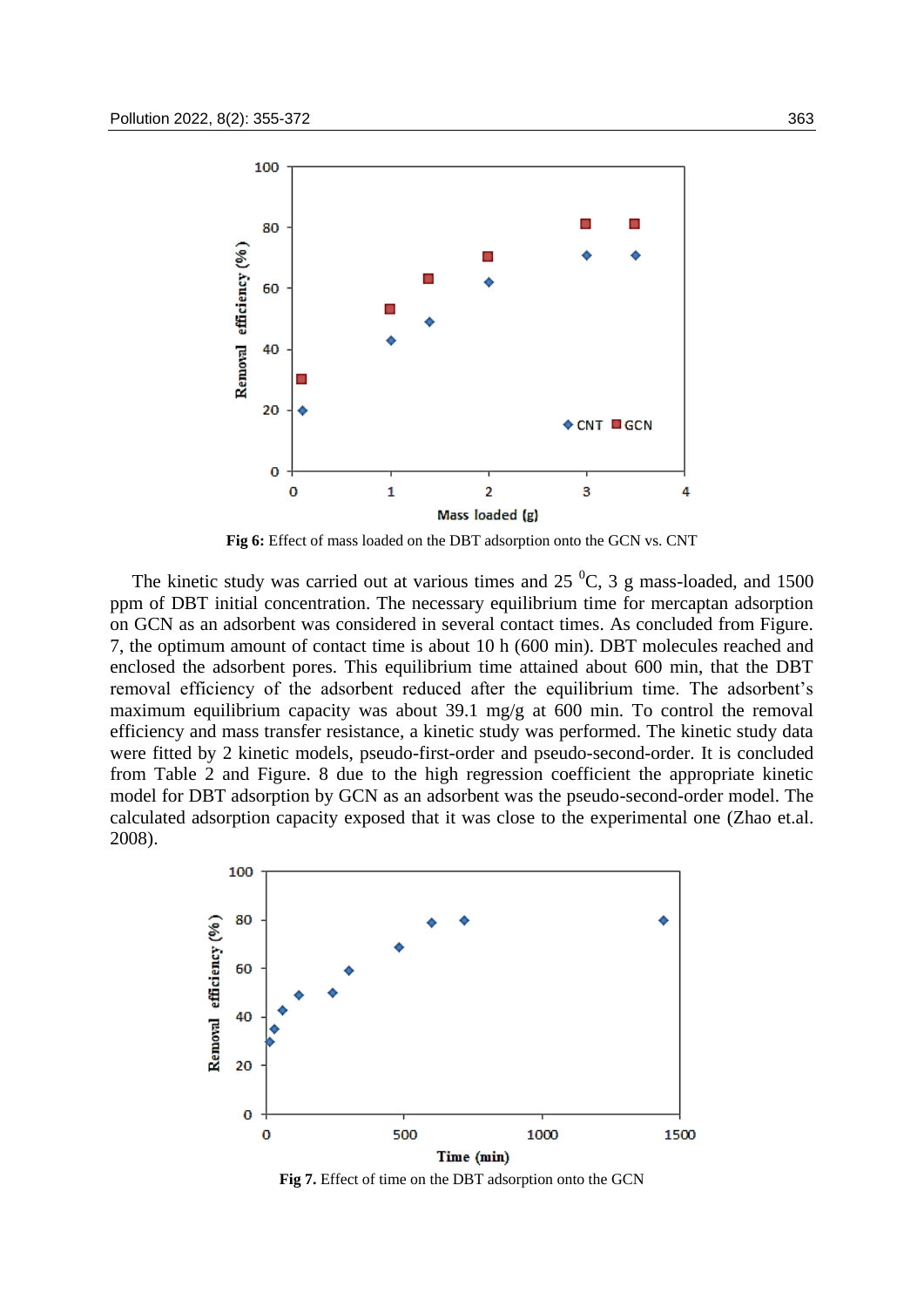**Fig 6:** Effect of mass loaded on the DBT adsorption onto the GCN vs. CNT

The kinetic study was carried out at various times and 25 $^{0}$C, 3 g mass-loaded, and 1500 ppm of DBT initial concentration. The necessary equilibrium time for mercaptan adsorption on GCN as an adsorbent was considered in several contact times. As concluded from Figure. 7, the optimum amount of contact time is about 10 h (600 min). DBT molecules reached and enclosed the adsorbent pores. This equilibrium time attained about 600 min, that the DBT removal efficiency of the adsorbent reduced after the equilibrium time. The adsorbent's maximum equilibrium capacity was about 39.1 mg/g at 600 min. To control the removal efficiency and mass transfer resistance, a kinetic study was performed. The kinetic study data were fitted by 2 kinetic models, pseudo-first-order and pseudo-second-order. It is concluded from Table 2 and Figure. 8 due to the high regression coefficient the appropriate kinetic model for DBT adsorption by GCN as an adsorbent was the pseudo-second-order model. The calculated adsorption capacity exposed that it was close to the experimental one (Zhao et.al. 2008).

**Fig 7.** Effect of time on the DBT adsorption onto the GCN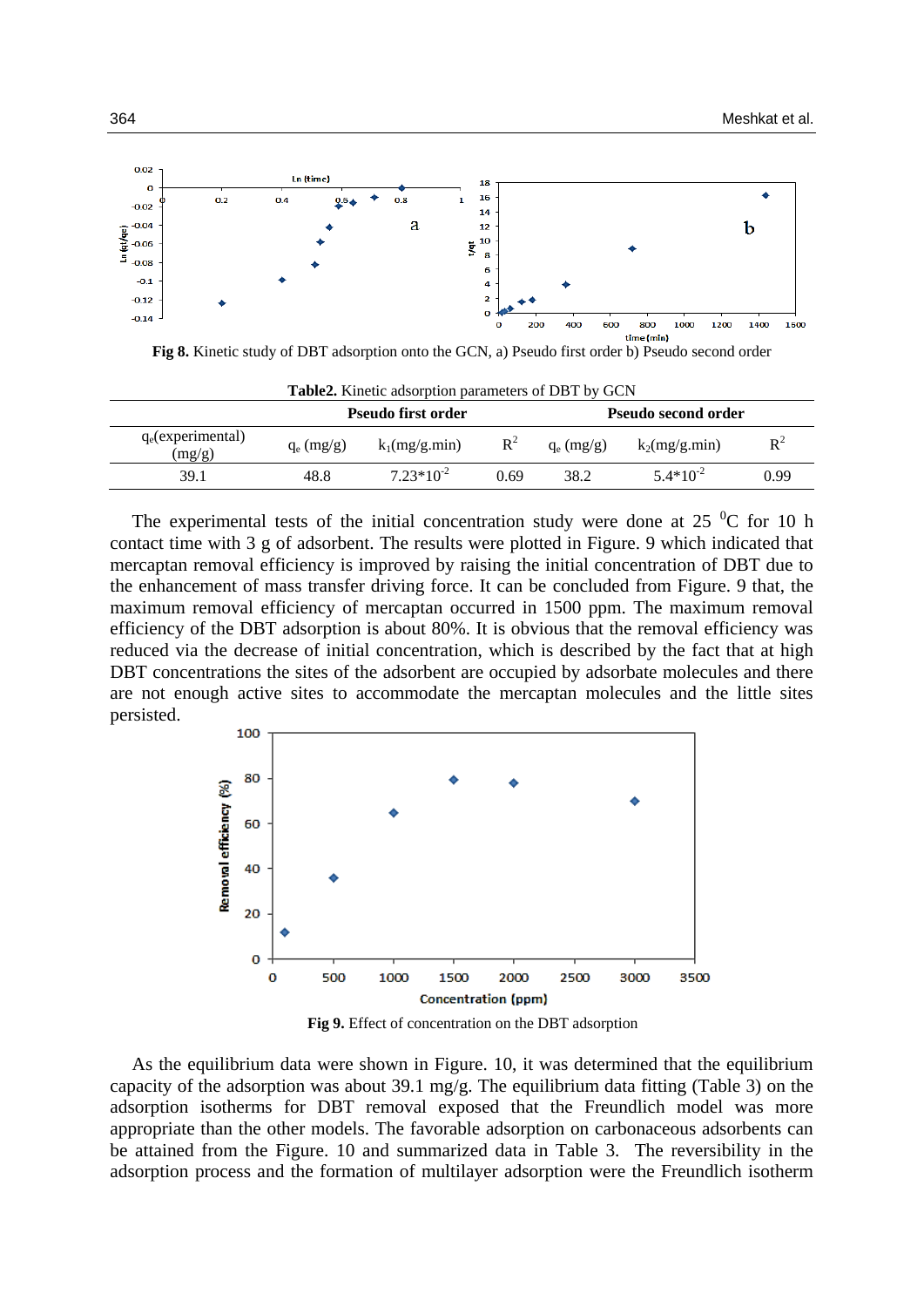**Fig 8.** Kinetic study of DBT adsorption onto the GCN, a) Pseudo first order b) Pseudo second order

**Table2.** Kinetic adsorption parameters of DBT by GCN

| | Pseudo first order | | | Pseudo second order | | |
|---|---|---|---|---|---|---|
| $q_e$(experimental) (mg/g) | $q_e$ (mg/g) | $k_1$(mg/g.min) | $R^2$ | $q_e$ (mg/g) | $k_2$(mg/g.min) | $R^2$ |
| 39.1 | 48.8 | $7.23*10^{-2}$ | 0.69 | 38.2 | $5.4*10^{-2}$ | 0.99 |

The experimental tests of the initial concentration study were done at 25 $^0$C for 10 h contact time with 3 g of adsorbent. The results were plotted in Figure. 9 which indicated that mercaptan removal efficiency is improved by raising the initial concentration of DBT due to the enhancement of mass transfer driving force. It can be concluded from Figure. 9 that, the maximum removal efficiency of mercaptan occurred in 1500 ppm. The maximum removal efficiency of the DBT adsorption is about 80%. It is obvious that the removal efficiency was reduced via the decrease of initial concentration, which is described by the fact that at high DBT concentrations the sites of the adsorbent are occupied by adsorbate molecules and there are not enough active sites to accommodate the mercaptan molecules and the little sites persisted.

**Fig 9.** Effect of concentration on the DBT adsorption

As the equilibrium data were shown in Figure. 10, it was determined that the equilibrium capacity of the adsorption was about 39.1 mg/g. The equilibrium data fitting (Table 3) on the adsorption isotherms for DBT removal exposed that the Freundlich model was more appropriate than the other models. The favorable adsorption on carbonaceous adsorbents can be attained from the Figure. 10 and summarized data in Table 3. The reversibility in the adsorption process and the formation of multilayer adsorption were the Freundlich isotherm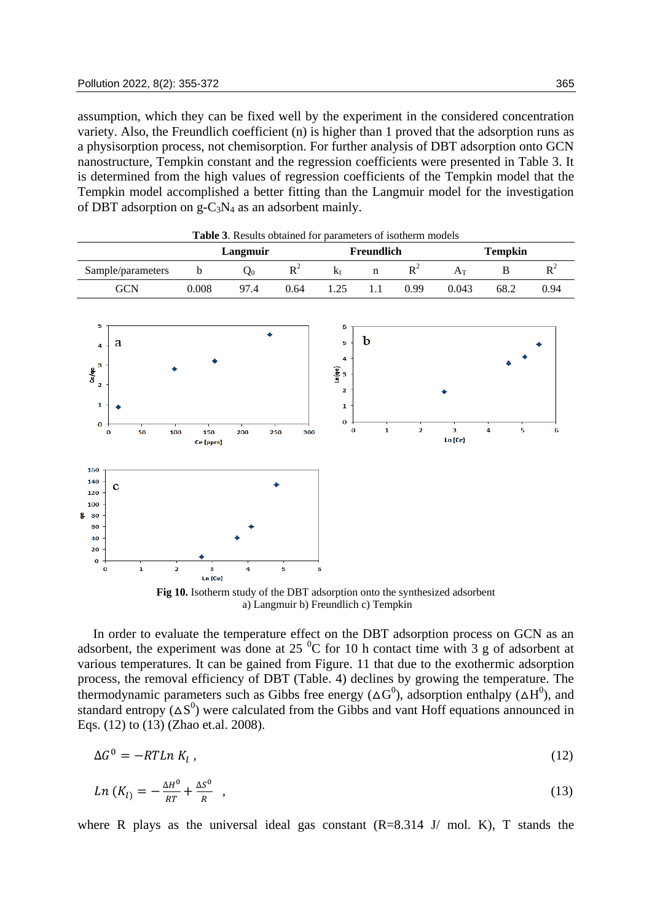assumption, which they can be fixed well by the experiment in the considered concentration variety. Also, the Freundlich coefficient (n) is higher than 1 proved that the adsorption runs as a physisorption process, not chemisorption. For further analysis of DBT adsorption onto GCN nanostructure, Tempkin constant and the regression coefficients were presented in Table 3. It is determined from the high values of regression coefficients of the Tempkin model that the Tempkin model accomplished a better fitting than the Langmuir model for the investigation of DBT adsorption on g-$C_3N_4$ as an adsorbent mainly.

**Table 3**. Results obtained for parameters of isotherm models

| | Langmuir | | | Freundlich | | | Tempkin | | |
|---|---|---|---|---|---|---|---|---|---|
| Sample/parameters | b | $Q_0$ | $R^2$ | $k_f$ | n | $R^2$ | $A_T$ | B | $R^2$ |
| GCN | 0.008 | 97.4 | 0.64 | 1.25 | 1.1 | 0.99 | 0.043 | 68.2 | 0.94 |

**Fig 10.** Isotherm study of the DBT adsorption onto the synthesized adsorbent a) Langmuir b) Freundlich c) Tempkin

In order to evaluate the temperature effect on the DBT adsorption process on GCN as an adsorbent, the experiment was done at 25 $^0$C for 10 h contact time with 3 g of adsorbent at various temperatures. It can be gained from Figure. 11 that due to the exothermic adsorption process, the removal efficiency of DBT (Table. 4) declines by growing the temperature. The thermodynamic parameters such as Gibbs free energy ($\Delta G^0$), adsorption enthalpy ($\Delta H^0$), and standard entropy ($\Delta S^0$) were calculated from the Gibbs and vant Hoff equations announced in Eqs. (12) to (13) (Zhao et.al. 2008).

$$\Delta G^0 = -RT Ln\, K_l \,, \tag{12}$$

$$Ln\,(K_l) = -\frac{\Delta H^0}{RT} + \frac{\Delta S^0}{R} \,, \tag{13}$$

where R plays as the universal ideal gas constant (R=8.314 J/ mol. K), T stands the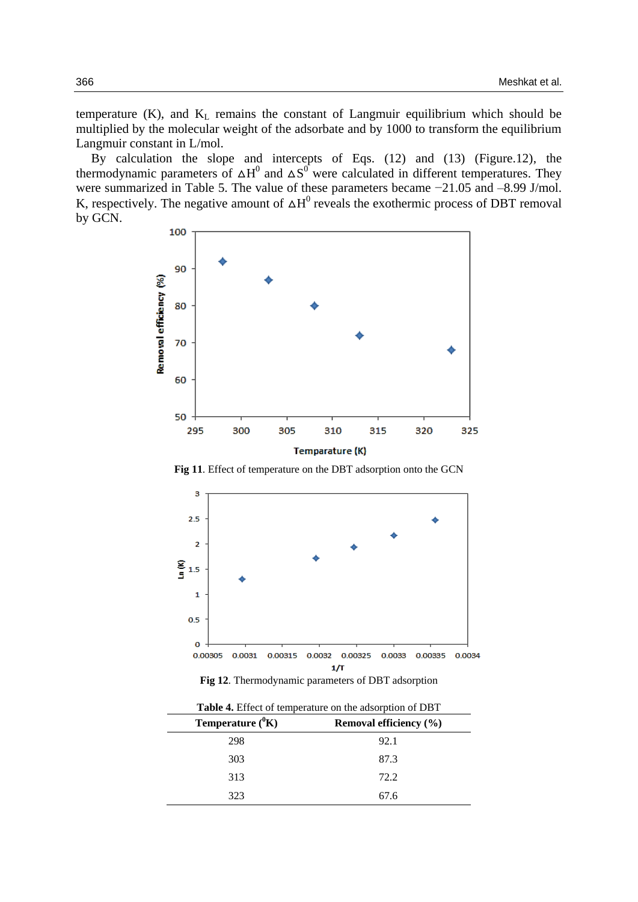temperature (K), and $K_L$ remains the constant of Langmuir equilibrium which should be multiplied by the molecular weight of the adsorbate and by 1000 to transform the equilibrium Langmuir constant in L/mol.

By calculation the slope and intercepts of Eqs. (12) and (13) (Figure.12), the thermodynamic parameters of $\Delta H^0$ and $\Delta S^0$ were calculated in different temperatures. They were summarized in Table 5. The value of these parameters became −21.05 and –8.99 J/mol. K, respectively. The negative amount of $\Delta H^0$ reveals the exothermic process of DBT removal by GCN.

**Fig 11**. Effect of temperature on the DBT adsorption onto the GCN

**Fig 12**. Thermodynamic parameters of DBT adsorption

**Table 4.** Effect of temperature on the adsorption of DBT

| Temperature ($^0$K) | Removal efficiency (%) |
|---|---|
| 298 | 92.1 |
| 303 | 87.3 |
| 313 | 72.2 |
| 323 | 67.6 |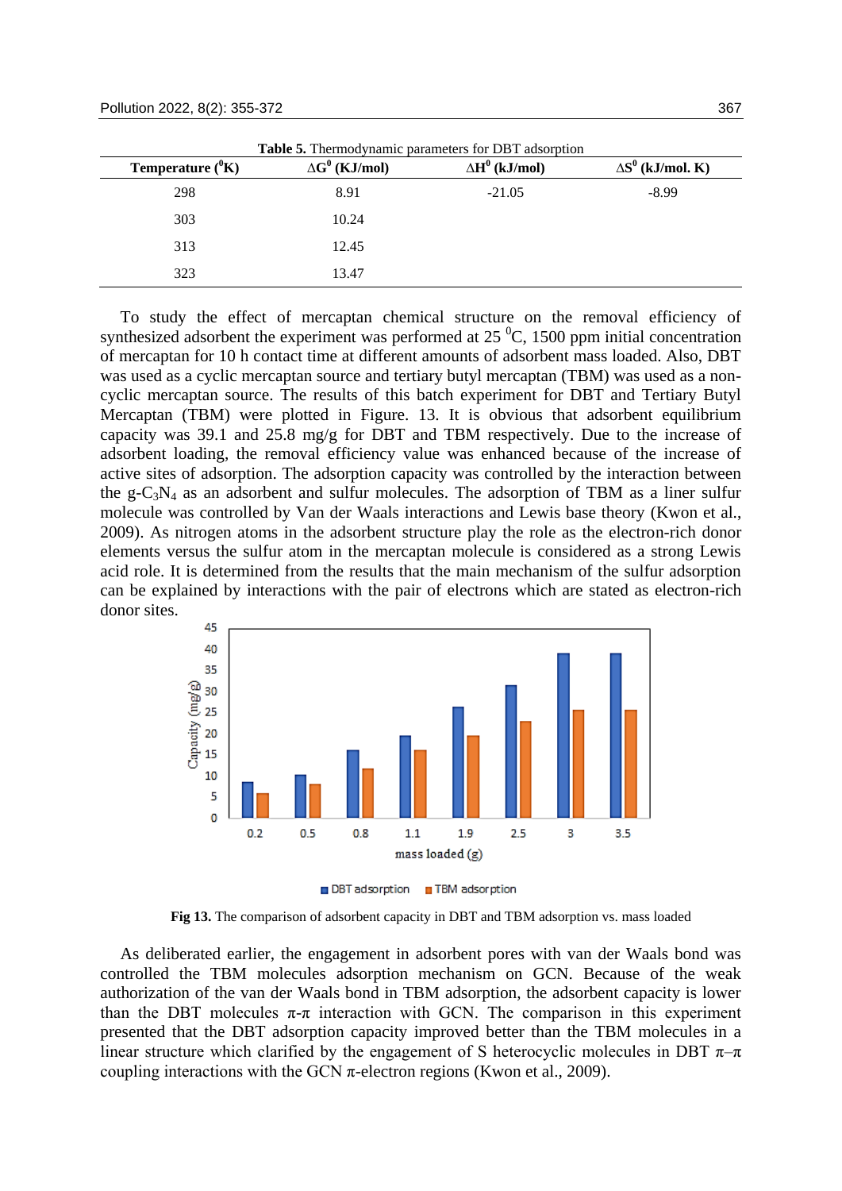**Table 5.** Thermodynamic parameters for DBT adsorption

| Temperature ($^0$K) | ΔG$^0$ (KJ/mol) | ΔH$^0$ (kJ/mol) | ΔS$^0$ (kJ/mol. K) |
|---|---|---|---|
| 298 | 8.91 | -21.05 | -8.99 |
| 303 | 10.24 | | |
| 313 | 12.45 | | |
| 323 | 13.47 | | |

To study the effect of mercaptan chemical structure on the removal efficiency of synthesized adsorbent the experiment was performed at 25 $^0$C, 1500 ppm initial concentration of mercaptan for 10 h contact time at different amounts of adsorbent mass loaded. Also, DBT was used as a cyclic mercaptan source and tertiary butyl mercaptan (TBM) was used as a non-cyclic mercaptan source. The results of this batch experiment for DBT and Tertiary Butyl Mercaptan (TBM) were plotted in Figure. 13. It is obvious that adsorbent equilibrium capacity was 39.1 and 25.8 mg/g for DBT and TBM respectively. Due to the increase of adsorbent loading, the removal efficiency value was enhanced because of the increase of active sites of adsorption. The adsorption capacity was controlled by the interaction between the g-$C_3N_4$ as an adsorbent and sulfur molecules. The adsorption of TBM as a liner sulfur molecule was controlled by Van der Waals interactions and Lewis base theory (Kwon et al., 2009). As nitrogen atoms in the adsorbent structure play the role as the electron-rich donor elements versus the sulfur atom in the mercaptan molecule is considered as a strong Lewis acid role. It is determined from the results that the main mechanism of the sulfur adsorption can be explained by interactions with the pair of electrons which are stated as electron-rich donor sites.

**Fig 13.** The comparison of adsorbent capacity in DBT and TBM adsorption vs. mass loaded

As deliberated earlier, the engagement in adsorbent pores with van der Waals bond was controlled the TBM molecules adsorption mechanism on GCN. Because of the weak authorization of the van der Waals bond in TBM adsorption, the adsorbent capacity is lower than the DBT molecules π-π interaction with GCN. The comparison in this experiment presented that the DBT adsorption capacity improved better than the TBM molecules in a linear structure which clarified by the engagement of S heterocyclic molecules in DBT π–π coupling interactions with the GCN π-electron regions (Kwon et al., 2009).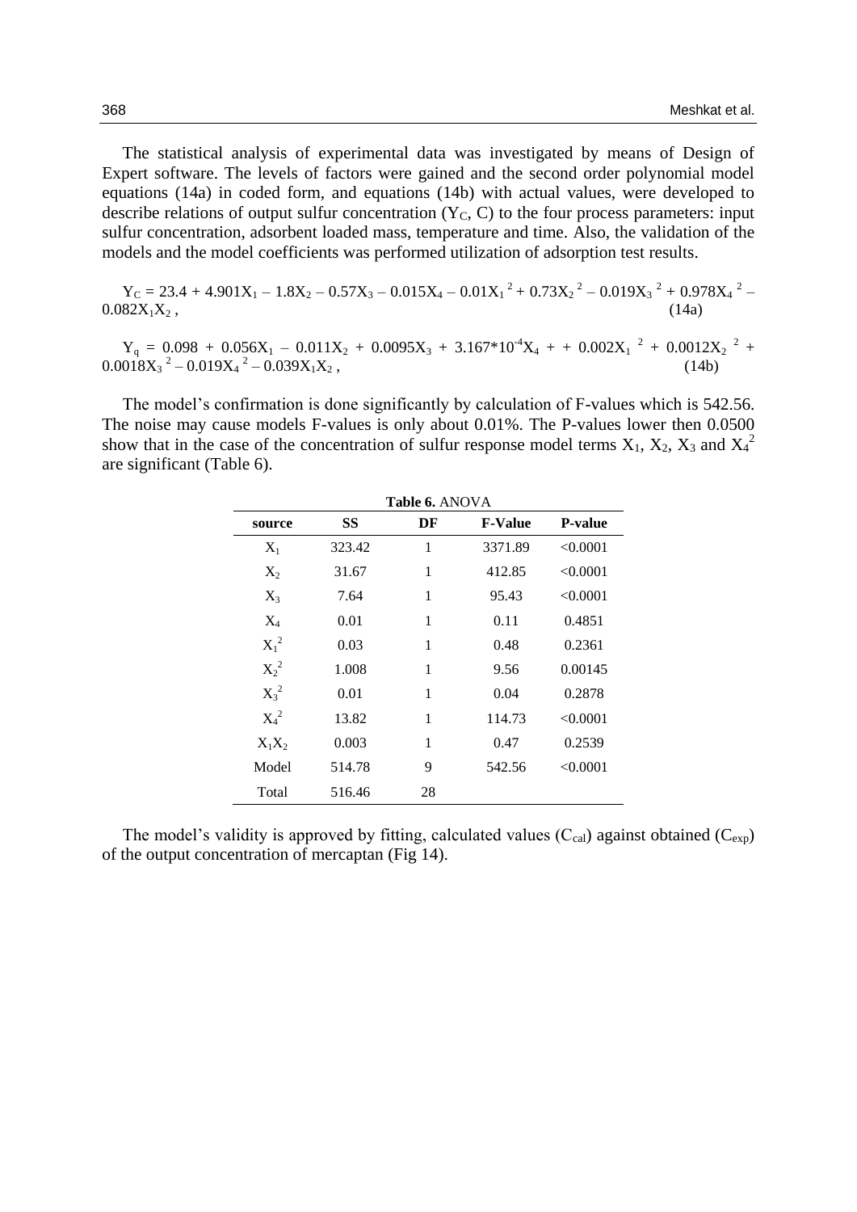The statistical analysis of experimental data was investigated by means of Design of Expert software. The levels of factors were gained and the second order polynomial model equations (14a) in coded form, and equations (14b) with actual values, were developed to describe relations of output sulfur concentration ($Y_C$, C) to the four process parameters: input sulfur concentration, adsorbent loaded mass, temperature and time. Also, the validation of the models and the model coefficients was performed utilization of adsorption test results.

$$Y_C = 23.4 + 4.901X_1 – 1.8X_2 – 0.57X_3 – 0.015X_4 – 0.01X_1^2 + 0.73X_2^2 – 0.019X_3^2 + 0.978X_4^2 – 0.082X_1X_2 , \quad (14a)$$

$$Y_q = 0.098 + 0.056X_1 – 0.011X_2 + 0.0095X_3 + 3.167*10^{-4}X_4 + + 0.002X_1^2 + 0.0012X_2^2 + 0.0018X_3^2 – 0.019X_4^2 – 0.039X_1X_2 , \quad (14b)$$

The model's confirmation is done significantly by calculation of F-values which is 542.56. The noise may cause models F-values is only about 0.01%. The P-values lower then 0.0500 show that in the case of the concentration of sulfur response model terms $X_1$, $X_2$, $X_3$ and $X_4^2$ are significant (Table 6).

**Table 6.** ANOVA

| source | SS | DF | F-Value | P-value |
|---|---|---|---|---|
| $X_1$ | 323.42 | 1 | 3371.89 | <0.0001 |
| $X_2$ | 31.67 | 1 | 412.85 | <0.0001 |
| $X_3$ | 7.64 | 1 | 95.43 | <0.0001 |
| $X_4$ | 0.01 | 1 | 0.11 | 0.4851 |
| $X_1^2$ | 0.03 | 1 | 0.48 | 0.2361 |
| $X_2^2$ | 1.008 | 1 | 9.56 | 0.00145 |
| $X_3^2$ | 0.01 | 1 | 0.04 | 0.2878 |
| $X_4^2$ | 13.82 | 1 | 114.73 | <0.0001 |
| $X_1X_2$ | 0.003 | 1 | 0.47 | 0.2539 |
| Model | 514.78 | 9 | 542.56 | <0.0001 |
| Total | 516.46 | 28 | | |

The model's validity is approved by fitting, calculated values ($C_{cal}$) against obtained ($C_{exp}$) of the output concentration of mercaptan (Fig 14).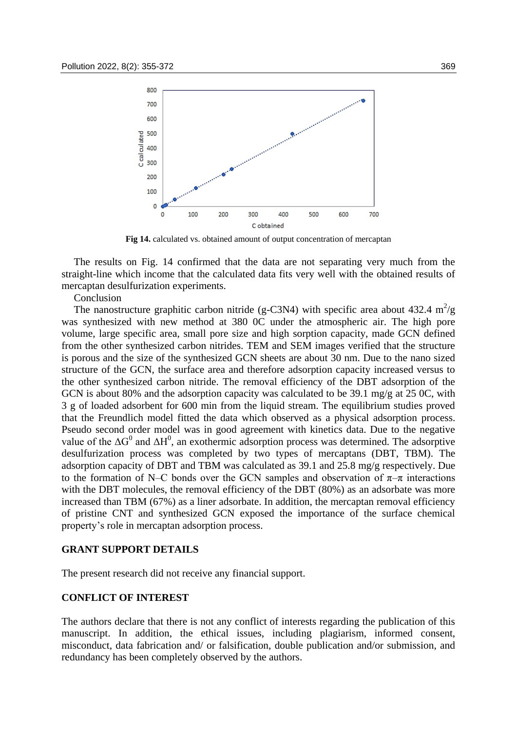**Fig 14.** calculated vs. obtained amount of output concentration of mercaptan

The results on Fig. 14 confirmed that the data are not separating very much from the straight-line which income that the calculated data fits very well with the obtained results of mercaptan desulfurization experiments.

Conclusion

The nanostructure graphitic carbon nitride (g-C3N4) with specific area about 432.4 $m^2/g$ was synthesized with new method at 380 0C under the atmospheric air. The high pore volume, large specific area, small pore size and high sorption capacity, made GCN defined from the other synthesized carbon nitrides. TEM and SEM images verified that the structure is porous and the size of the synthesized GCN sheets are about 30 nm. Due to the nano sized structure of the GCN, the surface area and therefore adsorption capacity increased versus to the other synthesized carbon nitride. The removal efficiency of the DBT adsorption of the GCN is about 80% and the adsorption capacity was calculated to be 39.1 mg/g at 25 0C, with 3 g of loaded adsorbent for 600 min from the liquid stream. The equilibrium studies proved that the Freundlich model fitted the data which observed as a physical adsorption process. Pseudo second order model was in good agreement with kinetics data. Due to the negative value of the $\Delta G^0$ and $\Delta H^0$, an exothermic adsorption process was determined. The adsorptive desulfurization process was completed by two types of mercaptans (DBT, TBM). The adsorption capacity of DBT and TBM was calculated as 39.1 and 25.8 mg/g respectively. Due to the formation of N–C bonds over the GCN samples and observation of $\pi$–$\pi$ interactions with the DBT molecules, the removal efficiency of the DBT (80%) as an adsorbate was more increased than TBM (67%) as a liner adsorbate. In addition, the mercaptan removal efficiency of pristine CNT and synthesized GCN exposed the importance of the surface chemical property's role in mercaptan adsorption process.

## GRANT SUPPORT DETAILS

The present research did not receive any financial support.

## CONFLICT OF INTEREST

The authors declare that there is not any conflict of interests regarding the publication of this manuscript. In addition, the ethical issues, including plagiarism, informed consent, misconduct, data fabrication and/ or falsification, double publication and/or submission, and redundancy has been completely observed by the authors.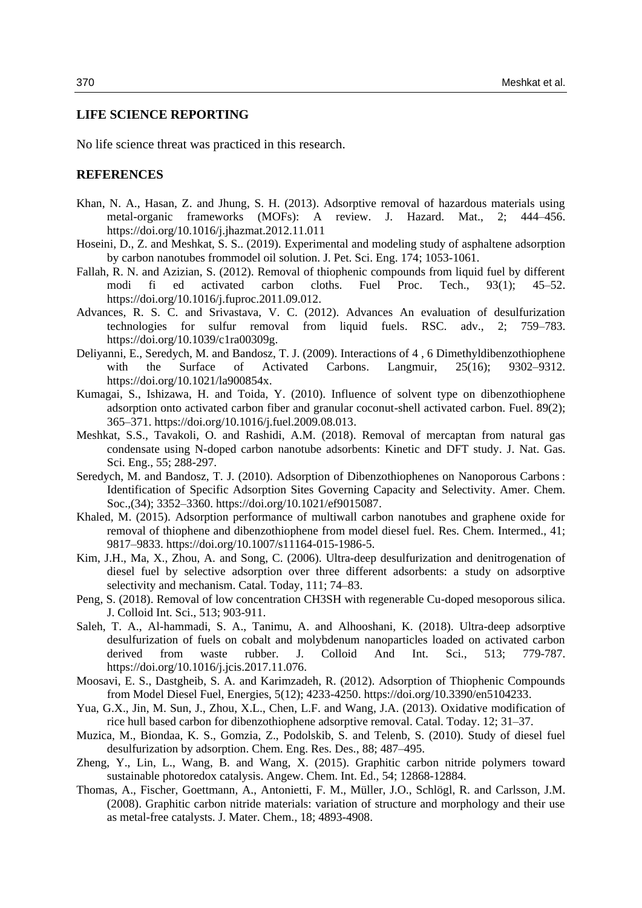## LIFE SCIENCE REPORTING

No life science threat was practiced in this research.

## REFERENCES

Khan, N. A., Hasan, Z. and Jhung, S. H. (2013). Adsorptive removal of hazardous materials using metal-organic frameworks (MOFs): A review. J. Hazard. Mat., 2; 444–456. https://doi.org/10.1016/j.jhazmat.2012.11.011

Hoseini, D., Z. and Meshkat, S. S.. (2019). Experimental and modeling study of asphaltene adsorption by carbon nanotubes frommodel oil solution. J. Pet. Sci. Eng. 174; 1053-1061.

Fallah, R. N. and Azizian, S. (2012). Removal of thiophenic compounds from liquid fuel by different modi fi ed activated carbon cloths. Fuel Proc. Tech., 93(1); 45–52. https://doi.org/10.1016/j.fuproc.2011.09.012.

Advances, R. S. C. and Srivastava, V. C. (2012). Advances An evaluation of desulfurization technologies for sulfur removal from liquid fuels. RSC. adv., 2; 759–783. https://doi.org/10.1039/c1ra00309g.

Deliyanni, E., Seredych, M. and Bandosz, T. J. (2009). Interactions of 4 , 6 Dimethyldibenzothiophene with the Surface of Activated Carbons. Langmuir, 25(16); 9302–9312. https://doi.org/10.1021/la900854x.

Kumagai, S., Ishizawa, H. and Toida, Y. (2010). Influence of solvent type on dibenzothiophene adsorption onto activated carbon fiber and granular coconut-shell activated carbon. Fuel. 89(2); 365–371. https://doi.org/10.1016/j.fuel.2009.08.013.

Meshkat, S.S., Tavakoli, O. and Rashidi, A.M. (2018). Removal of mercaptan from natural gas condensate using N-doped carbon nanotube adsorbents: Kinetic and DFT study. J. Nat. Gas. Sci. Eng., 55; 288-297.

Seredych, M. and Bandosz, T. J. (2010). Adsorption of Dibenzothiophenes on Nanoporous Carbons : Identification of Specific Adsorption Sites Governing Capacity and Selectivity. Amer. Chem. Soc.,(34); 3352–3360. https://doi.org/10.1021/ef9015087.

Khaled, M. (2015). Adsorption performance of multiwall carbon nanotubes and graphene oxide for removal of thiophene and dibenzothiophene from model diesel fuel. Res. Chem. Intermed., 41; 9817–9833. https://doi.org/10.1007/s11164-015-1986-5.

Kim, J.H., Ma, X., Zhou, A. and Song, C. (2006). Ultra-deep desulfurization and denitrogenation of diesel fuel by selective adsorption over three different adsorbents: a study on adsorptive selectivity and mechanism. Catal. Today, 111; 74–83.

Peng, S. (2018). Removal of low concentration CH3SH with regenerable Cu-doped mesoporous silica. J. Colloid Int. Sci., 513; 903-911.

Saleh, T. A., Al-hammadi, S. A., Tanimu, A. and Alhooshani, K. (2018). Ultra-deep adsorptive desulfurization of fuels on cobalt and molybdenum nanoparticles loaded on activated carbon derived from waste rubber. J. Colloid And Int. Sci., 513; 779-787. https://doi.org/10.1016/j.jcis.2017.11.076.

Moosavi, E. S., Dastgheib, S. A. and Karimzadeh, R. (2012). Adsorption of Thiophenic Compounds from Model Diesel Fuel, Energies, 5(12); 4233-4250. https://doi.org/10.3390/en5104233.

Yua, G.X., Jin, M. Sun, J., Zhou, X.L., Chen, L.F. and Wang, J.A. (2013). Oxidative modification of rice hull based carbon for dibenzothiophene adsorptive removal. Catal. Today. 12; 31–37.

Muzica, M., Biondaa, K. S., Gomzia, Z., Podolskib, S. and Telenb, S. (2010). Study of diesel fuel desulfurization by adsorption. Chem. Eng. Res. Des., 88; 487–495.

Zheng, Y., Lin, L., Wang, B. and Wang, X. (2015). Graphitic carbon nitride polymers toward sustainable photoredox catalysis. Angew. Chem. Int. Ed., 54; 12868-12884.

Thomas, A., Fischer, Goettmann, A., Antonietti, F. M., Müller, J.O., Schlögl, R. and Carlsson, J.M. (2008). Graphitic carbon nitride materials: variation of structure and morphology and their use as metal-free catalysts. J. Mater. Chem., 18; 4893-4908.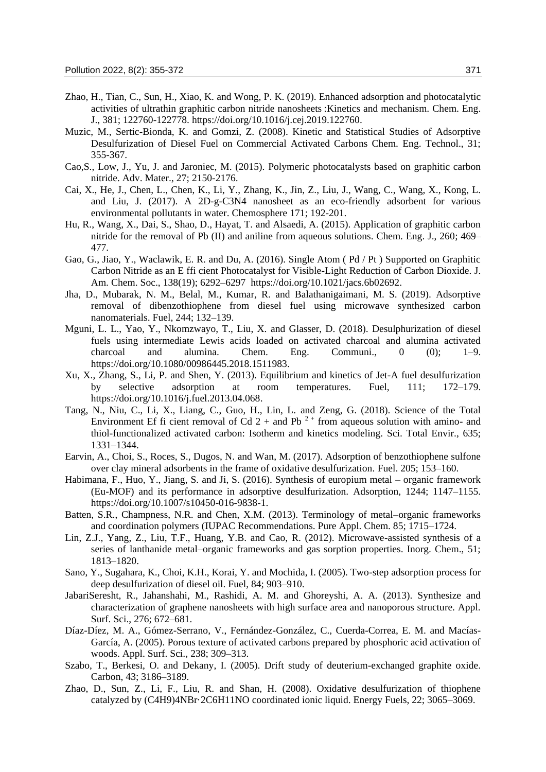Zhao, H., Tian, C., Sun, H., Xiao, K. and Wong, P. K. (2019). Enhanced adsorption and photocatalytic activities of ultrathin graphitic carbon nitride nanosheets :Kinetics and mechanism. Chem. Eng. J., 381; 122760-122778. https://doi.org/10.1016/j.cej.2019.122760.

Muzic, M., Sertic-Bionda, K. and Gomzi, Z. (2008). Kinetic and Statistical Studies of Adsorptive Desulfurization of Diesel Fuel on Commercial Activated Carbons Chem. Eng. Technol., 31; 355-367.

Cao,S., Low, J., Yu, J. and Jaroniec, M. (2015). Polymeric photocatalysts based on graphitic carbon nitride. Adv. Mater., 27; 2150-2176.

Cai, X., He, J., Chen, L., Chen, K., Li, Y., Zhang, K., Jin, Z., Liu, J., Wang, C., Wang, X., Kong, L. and Liu, J. (2017). A 2D-g-C3N4 nanosheet as an eco-friendly adsorbent for various environmental pollutants in water. Chemosphere 171; 192-201.

Hu, R., Wang, X., Dai, S., Shao, D., Hayat, T. and Alsaedi, A. (2015). Application of graphitic carbon nitride for the removal of Pb (II) and aniline from aqueous solutions. Chem. Eng. J., 260; 469–477.

Gao, G., Jiao, Y., Waclawik, E. R. and Du, A. (2016). Single Atom ( Pd / Pt ) Supported on Graphitic Carbon Nitride as an E ffi cient Photocatalyst for Visible-Light Reduction of Carbon Dioxide. J. Am. Chem. Soc., 138(19); 6292–6297 https://doi.org/10.1021/jacs.6b02692.

Jha, D., Mubarak, N. M., Belal, M., Kumar, R. and Balathanigaimani, M. S. (2019). Adsorptive removal of dibenzothiophene from diesel fuel using microwave synthesized carbon nanomaterials. Fuel, 244; 132–139.

Mguni, L. L., Yao, Y., Nkomzwayo, T., Liu, X. and Glasser, D. (2018). Desulphurization of diesel fuels using intermediate Lewis acids loaded on activated charcoal and alumina activated charcoal and alumina. Chem. Eng. Communi., 0 (0); 1–9. https://doi.org/10.1080/00986445.2018.1511983.

Xu, X., Zhang, S., Li, P. and Shen, Y. (2013). Equilibrium and kinetics of Jet-A fuel desulfurization by selective adsorption at room temperatures. Fuel, 111; 172–179. https://doi.org/10.1016/j.fuel.2013.04.068.

Tang, N., Niu, C., Li, X., Liang, C., Guo, H., Lin, L. and Zeng, G. (2018). Science of the Total Environment Ef fi cient removal of Cd 2 + and Pb $^{2+}$ from aqueous solution with amino- and thiol-functionalized activated carbon: Isotherm and kinetics modeling. Sci. Total Envir., 635; 1331–1344.

Earvin, A., Choi, S., Roces, S., Dugos, N. and Wan, M. (2017). Adsorption of benzothiophene sulfone over clay mineral adsorbents in the frame of oxidative desulfurization. Fuel. 205; 153–160.

Habimana, F., Huo, Y., Jiang, S. and Ji, S. (2016). Synthesis of europium metal – organic framework (Eu-MOF) and its performance in adsorptive desulfurization. Adsorption, 1244; 1147–1155. https://doi.org/10.1007/s10450-016-9838-1.

Batten, S.R., Champness, N.R. and Chen, X.M. (2013). Terminology of metal–organic frameworks and coordination polymers (IUPAC Recommendations. Pure Appl. Chem. 85; 1715–1724.

Lin, Z.J., Yang, Z., Liu, T.F., Huang, Y.B. and Cao, R. (2012). Microwave-assisted synthesis of a series of lanthanide metal–organic frameworks and gas sorption properties. Inorg. Chem., 51; 1813–1820.

Sano, Y., Sugahara, K., Choi, K.H., Korai, Y. and Mochida, I. (2005). Two-step adsorption process for deep desulfurization of diesel oil. Fuel, 84; 903–910.

JabariSeresht, R., Jahanshahi, M., Rashidi, A. M. and Ghoreyshi, A. A. (2013). Synthesize and characterization of graphene nanosheets with high surface area and nanoporous structure. Appl. Surf. Sci., 276; 672–681.

Díaz-Díez, M. A., Gómez-Serrano, V., Fernández-González, C., Cuerda-Correa, E. M. and Macías-García, A. (2005). Porous texture of activated carbons prepared by phosphoric acid activation of woods. Appl. Surf. Sci., 238; 309–313.

Szabo, T., Berkesi, O. and Dekany, I. (2005). Drift study of deuterium-exchanged graphite oxide. Carbon, 43; 3186–3189.

Zhao, D., Sun, Z., Li, F., Liu, R. and Shan, H. (2008). Oxidative desulfurization of thiophene catalyzed by (C4H9)4NBr·2C6H11NO coordinated ionic liquid. Energy Fuels, 22; 3065–3069.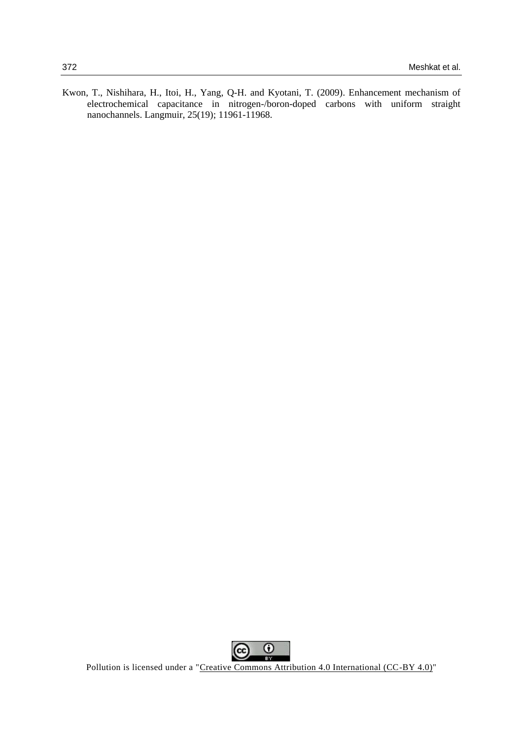Kwon, T., Nishihara, H., Itoi, H., Yang, Q-H. and Kyotani, T. (2009). Enhancement mechanism of electrochemical capacitance in nitrogen-/boron-doped carbons with uniform straight nanochannels. Langmuir, 25(19); 11961-11968.

Pollution is licensed under a "Creative Commons Attribution 4.0 International (CC-BY 4.0)"